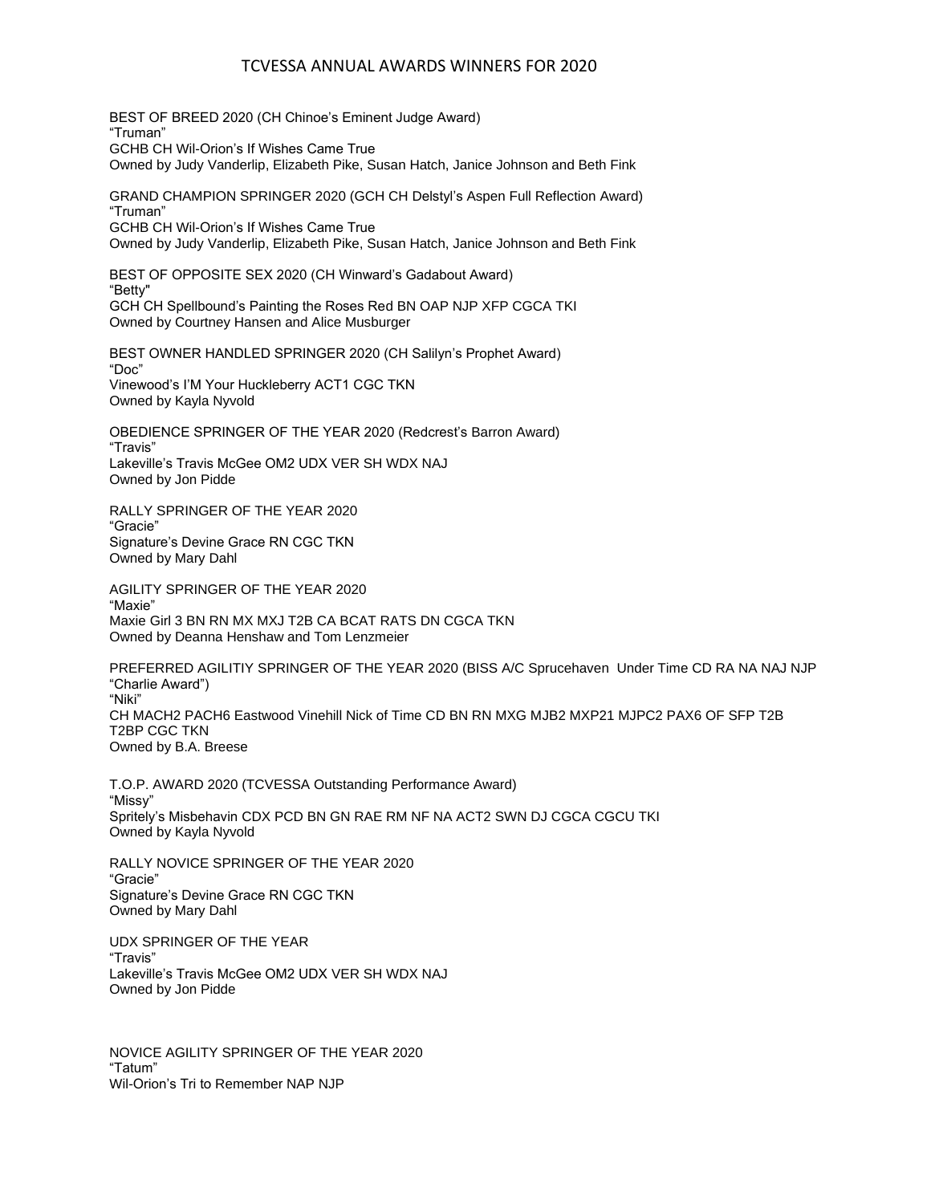# TCVESSA ANNUAL AWARDS WINNERS FOR 2020

BEST OF BREED 2020 (CH Chinoe's Eminent Judge Award)
"Truman"
GCHB CH Wil-Orion's If Wishes Came True
Owned by Judy Vanderlip, Elizabeth Pike, Susan Hatch, Janice Johnson and Beth Fink

GRAND CHAMPION SPRINGER 2020 (GCH CH Delstyl's Aspen Full Reflection Award)
"Truman"
GCHB CH Wil-Orion's If Wishes Came True
Owned by Judy Vanderlip, Elizabeth Pike, Susan Hatch, Janice Johnson and Beth Fink

BEST OF OPPOSITE SEX 2020 (CH Winward's Gadabout Award)
"Betty"
GCH CH Spellbound's Painting the Roses Red BN OAP NJP XFP CGCA TKI
Owned by Courtney Hansen and Alice Musburger

BEST OWNER HANDLED SPRINGER 2020 (CH Salilyn's Prophet Award)
"Doc"
Vinewood's I'M Your Huckleberry ACT1 CGC TKN
Owned by Kayla Nyvold

OBEDIENCE SPRINGER OF THE YEAR 2020 (Redcrest's Barron Award)
"Travis"
Lakeville's Travis McGee OM2 UDX VER SH WDX NAJ
Owned by Jon Pidde

RALLY SPRINGER OF THE YEAR 2020
"Gracie"
Signature's Devine Grace RN CGC TKN
Owned by Mary Dahl

AGILITY SPRINGER OF THE YEAR 2020
"Maxie"
Maxie Girl 3 BN RN MX MXJ T2B CA BCAT RATS DN CGCA TKN
Owned by Deanna Henshaw and Tom Lenzmeier

PREFERRED AGILITIY SPRINGER OF THE YEAR 2020 (BISS A/C Sprucehaven Under Time CD RA NA NAJ NJP "Charlie Award")
"Niki"
CH MACH2 PACH6 Eastwood Vinehill Nick of Time CD BN RN MXG MJB2 MXP21 MJPC2 PAX6 OF SFP T2B T2BP CGC TKN
Owned by B.A. Breese

T.O.P. AWARD 2020 (TCVESSA Outstanding Performance Award)
"Missy"
Spritely's Misbehavin CDX PCD BN GN RAE RM NF NA ACT2 SWN DJ CGCA CGCU TKI
Owned by Kayla Nyvold

RALLY NOVICE SPRINGER OF THE YEAR 2020
"Gracie"
Signature's Devine Grace RN CGC TKN
Owned by Mary Dahl

UDX SPRINGER OF THE YEAR
"Travis"
Lakeville's Travis McGee OM2 UDX VER SH WDX NAJ
Owned by Jon Pidde

NOVICE AGILITY SPRINGER OF THE YEAR 2020
"Tatum"
Wil-Orion's Tri to Remember NAP NJP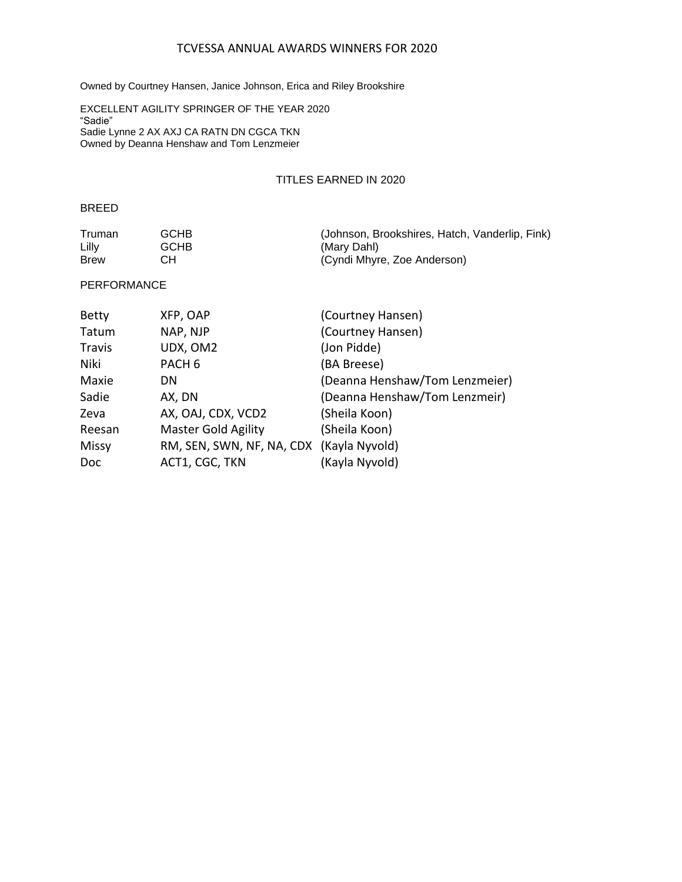TCVESSA ANNUAL AWARDS WINNERS FOR 2020

Owned by Courtney Hansen, Janice Johnson, Erica and Riley Brookshire

EXCELLENT AGILITY SPRINGER OF THE YEAR 2020
"Sadie"
Sadie Lynne 2 AX AXJ CA RATN DN CGCA TKN
Owned by Deanna Henshaw and Tom Lenzmeier

## TITLES EARNED IN 2020

### BREED

| | | |
|---|---|---|
| Truman | GCHB | (Johnson, Brookshires, Hatch, Vanderlip, Fink) |
| Lilly | GCHB | (Mary Dahl) |
| Brew | CH | (Cyndi Mhyre, Zoe Anderson) |

### PERFORMANCE

| | | |
|---|---|---|
| Betty | XFP, OAP | (Courtney Hansen) |
| Tatum | NAP, NJP | (Courtney Hansen) |
| Travis | UDX, OM2 | (Jon Pidde) |
| Niki | PACH 6 | (BA Breese) |
| Maxie | DN | (Deanna Henshaw/Tom Lenzmeier) |
| Sadie | AX, DN | (Deanna Henshaw/Tom Lenzmeir) |
| Zeva | AX, OAJ, CDX, VCD2 | (Sheila Koon) |
| Reesan | Master Gold Agility | (Sheila Koon) |
| Missy | RM, SEN, SWN, NF, NA, CDX | (Kayla Nyvold) |
| Doc | ACT1, CGC, TKN | (Kayla Nyvold) |